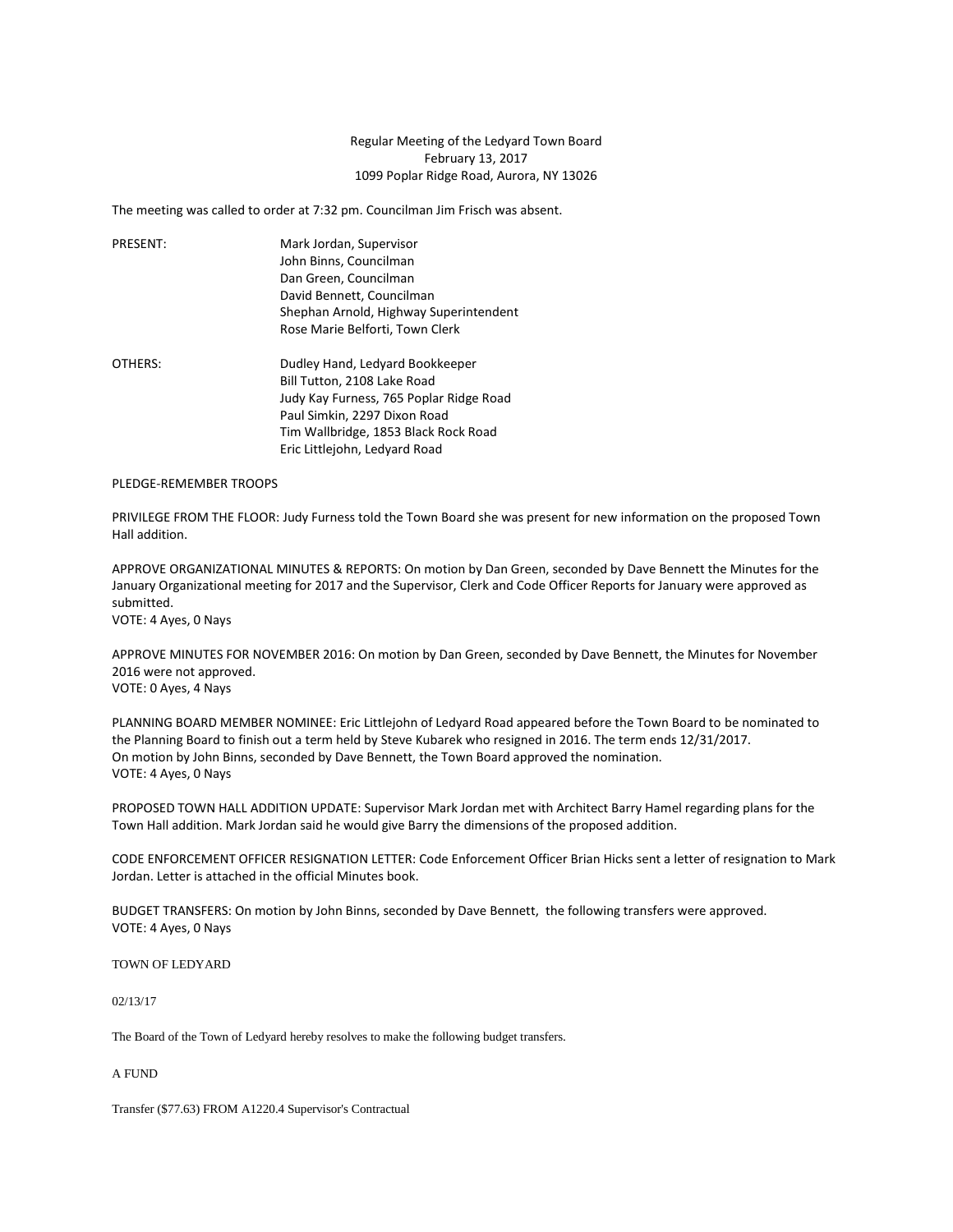Regular Meeting of the Ledyard Town Board
February 13, 2017
1099 Poplar Ridge Road, Aurora, NY 13026

The meeting was called to order at 7:32 pm. Councilman Jim Frisch was absent.

PRESENT: Mark Jordan, Supervisor
John Binns, Councilman
Dan Green, Councilman
David Bennett, Councilman
Shephan Arnold, Highway Superintendent
Rose Marie Belforti, Town Clerk

OTHERS: Dudley Hand, Ledyard Bookkeeper
Bill Tutton, 2108 Lake Road
Judy Kay Furness, 765 Poplar Ridge Road
Paul Simkin, 2297 Dixon Road
Tim Wallbridge, 1853 Black Rock Road
Eric Littlejohn, Ledyard Road

PLEDGE-REMEMBER TROOPS

PRIVILEGE FROM THE FLOOR: Judy Furness told the Town Board she was present for new information on the proposed Town Hall addition.

APPROVE ORGANIZATIONAL MINUTES & REPORTS: On motion by Dan Green, seconded by Dave Bennett the Minutes for the January Organizational meeting for 2017 and the Supervisor, Clerk and Code Officer Reports for January were approved as submitted.
VOTE: 4 Ayes, 0 Nays

APPROVE MINUTES FOR NOVEMBER 2016: On motion by Dan Green, seconded by Dave Bennett, the Minutes for November 2016 were not approved.
VOTE: 0 Ayes, 4 Nays

PLANNING BOARD MEMBER NOMINEE: Eric Littlejohn of Ledyard Road appeared before the Town Board to be nominated to the Planning Board to finish out a term held by Steve Kubarek who resigned in 2016. The term ends 12/31/2017.
On motion by John Binns, seconded by Dave Bennett, the Town Board approved the nomination.
VOTE: 4 Ayes, 0 Nays

PROPOSED TOWN HALL ADDITION UPDATE: Supervisor Mark Jordan met with Architect Barry Hamel regarding plans for the Town Hall addition. Mark Jordan said he would give Barry the dimensions of the proposed addition.

CODE ENFORCEMENT OFFICER RESIGNATION LETTER: Code Enforcement Officer Brian Hicks sent a letter of resignation to Mark Jordan. Letter is attached in the official Minutes book.

BUDGET TRANSFERS: On motion by John Binns, seconded by Dave Bennett, the following transfers were approved.
VOTE: 4 Ayes, 0 Nays

TOWN OF LEDYARD

02/13/17

The Board of the Town of Ledyard hereby resolves to make the following budget transfers.

A FUND

Transfer ($77.63) FROM A1220.4 Supervisor's Contractual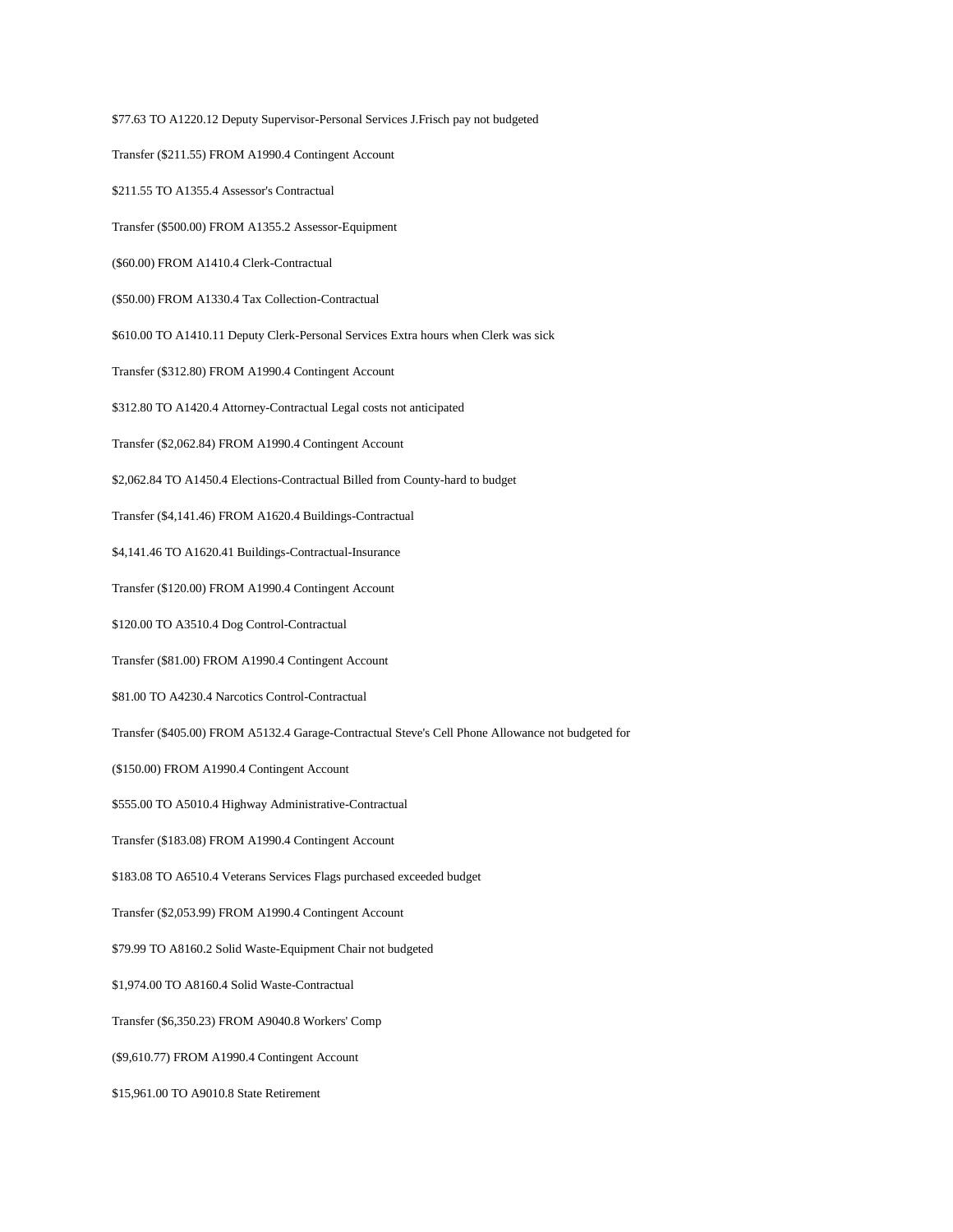$77.63 TO A1220.12 Deputy Supervisor-Personal Services J.Frisch pay not budgeted

Transfer ($211.55) FROM A1990.4 Contingent Account

$211.55 TO A1355.4 Assessor's Contractual

Transfer ($500.00) FROM A1355.2 Assessor-Equipment

($60.00) FROM A1410.4 Clerk-Contractual

($50.00) FROM A1330.4 Tax Collection-Contractual

$610.00 TO A1410.11 Deputy Clerk-Personal Services Extra hours when Clerk was sick

Transfer ($312.80) FROM A1990.4 Contingent Account

$312.80 TO A1420.4 Attorney-Contractual Legal costs not anticipated

Transfer ($2,062.84) FROM A1990.4 Contingent Account

$2,062.84 TO A1450.4 Elections-Contractual Billed from County-hard to budget

Transfer ($4,141.46) FROM A1620.4 Buildings-Contractual

$4,141.46 TO A1620.41 Buildings-Contractual-Insurance

Transfer ($120.00) FROM A1990.4 Contingent Account

$120.00 TO A3510.4 Dog Control-Contractual

Transfer ($81.00) FROM A1990.4 Contingent Account

$81.00 TO A4230.4 Narcotics Control-Contractual

Transfer ($405.00) FROM A5132.4 Garage-Contractual Steve's Cell Phone Allowance not budgeted for

($150.00) FROM A1990.4 Contingent Account

$555.00 TO A5010.4 Highway Administrative-Contractual

Transfer ($183.08) FROM A1990.4 Contingent Account

$183.08 TO A6510.4 Veterans Services Flags purchased exceeded budget

Transfer ($2,053.99) FROM A1990.4 Contingent Account

$79.99 TO A8160.2 Solid Waste-Equipment Chair not budgeted

$1,974.00 TO A8160.4 Solid Waste-Contractual

Transfer ($6,350.23) FROM A9040.8 Workers' Comp

($9,610.77) FROM A1990.4 Contingent Account

$15,961.00 TO A9010.8 State Retirement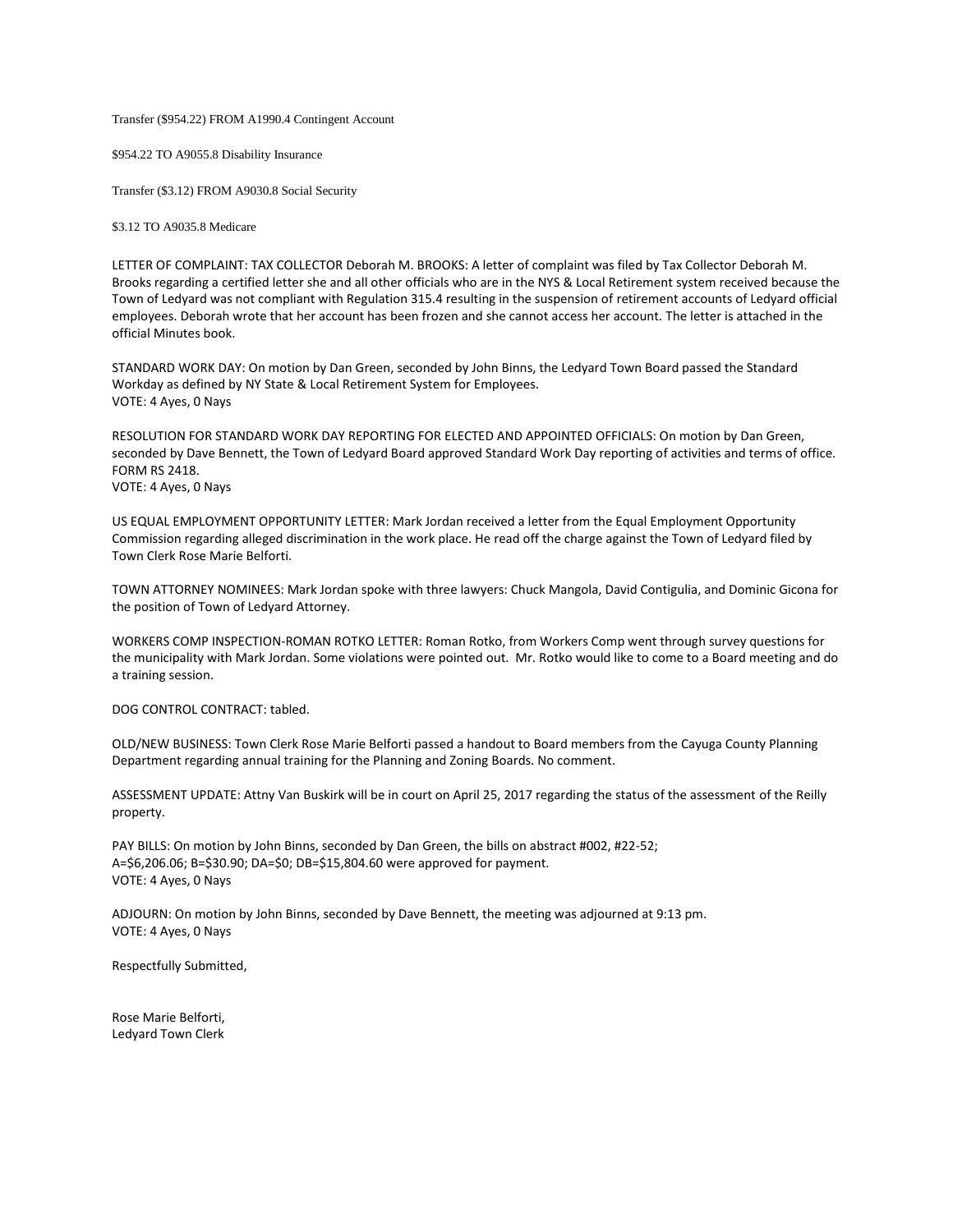Transfer ($954.22) FROM A1990.4 Contingent Account

$954.22 TO A9055.8 Disability Insurance

Transfer ($3.12) FROM A9030.8 Social Security

$3.12 TO A9035.8 Medicare

LETTER OF COMPLAINT: TAX COLLECTOR Deborah M. BROOKS: A letter of complaint was filed by Tax Collector Deborah M. Brooks regarding a certified letter she and all other officials who are in the NYS & Local Retirement system received because the Town of Ledyard was not compliant with Regulation 315.4 resulting in the suspension of retirement accounts of Ledyard official employees. Deborah wrote that her account has been frozen and she cannot access her account. The letter is attached in the official Minutes book.

STANDARD WORK DAY: On motion by Dan Green, seconded by John Binns, the Ledyard Town Board passed the Standard Workday as defined by NY State & Local Retirement System for Employees.
VOTE: 4 Ayes, 0 Nays

RESOLUTION FOR STANDARD WORK DAY REPORTING FOR ELECTED AND APPOINTED OFFICIALS: On motion by Dan Green, seconded by Dave Bennett, the Town of Ledyard Board approved Standard Work Day reporting of activities and terms of office. FORM RS 2418.
VOTE: 4 Ayes, 0 Nays

US EQUAL EMPLOYMENT OPPORTUNITY LETTER: Mark Jordan received a letter from the Equal Employment Opportunity Commission regarding alleged discrimination in the work place. He read off the charge against the Town of Ledyard filed by Town Clerk Rose Marie Belforti.

TOWN ATTORNEY NOMINEES: Mark Jordan spoke with three lawyers: Chuck Mangola, David Contigulia, and Dominic Gicona for the position of Town of Ledyard Attorney.

WORKERS COMP INSPECTION-ROMAN ROTKO LETTER: Roman Rotko, from Workers Comp went through survey questions for the municipality with Mark Jordan. Some violations were pointed out. Mr. Rotko would like to come to a Board meeting and do a training session.

DOG CONTROL CONTRACT: tabled.

OLD/NEW BUSINESS: Town Clerk Rose Marie Belforti passed a handout to Board members from the Cayuga County Planning Department regarding annual training for the Planning and Zoning Boards. No comment.

ASSESSMENT UPDATE: Attny Van Buskirk will be in court on April 25, 2017 regarding the status of the assessment of the Reilly property.

PAY BILLS: On motion by John Binns, seconded by Dan Green, the bills on abstract #002, #22-52;
A=$6,206.06; B=$30.90; DA=$0; DB=$15,804.60 were approved for payment.
VOTE: 4 Ayes, 0 Nays

ADJOURN: On motion by John Binns, seconded by Dave Bennett, the meeting was adjourned at 9:13 pm.
VOTE: 4 Ayes, 0 Nays

Respectfully Submitted,

Rose Marie Belforti,
Ledyard Town Clerk